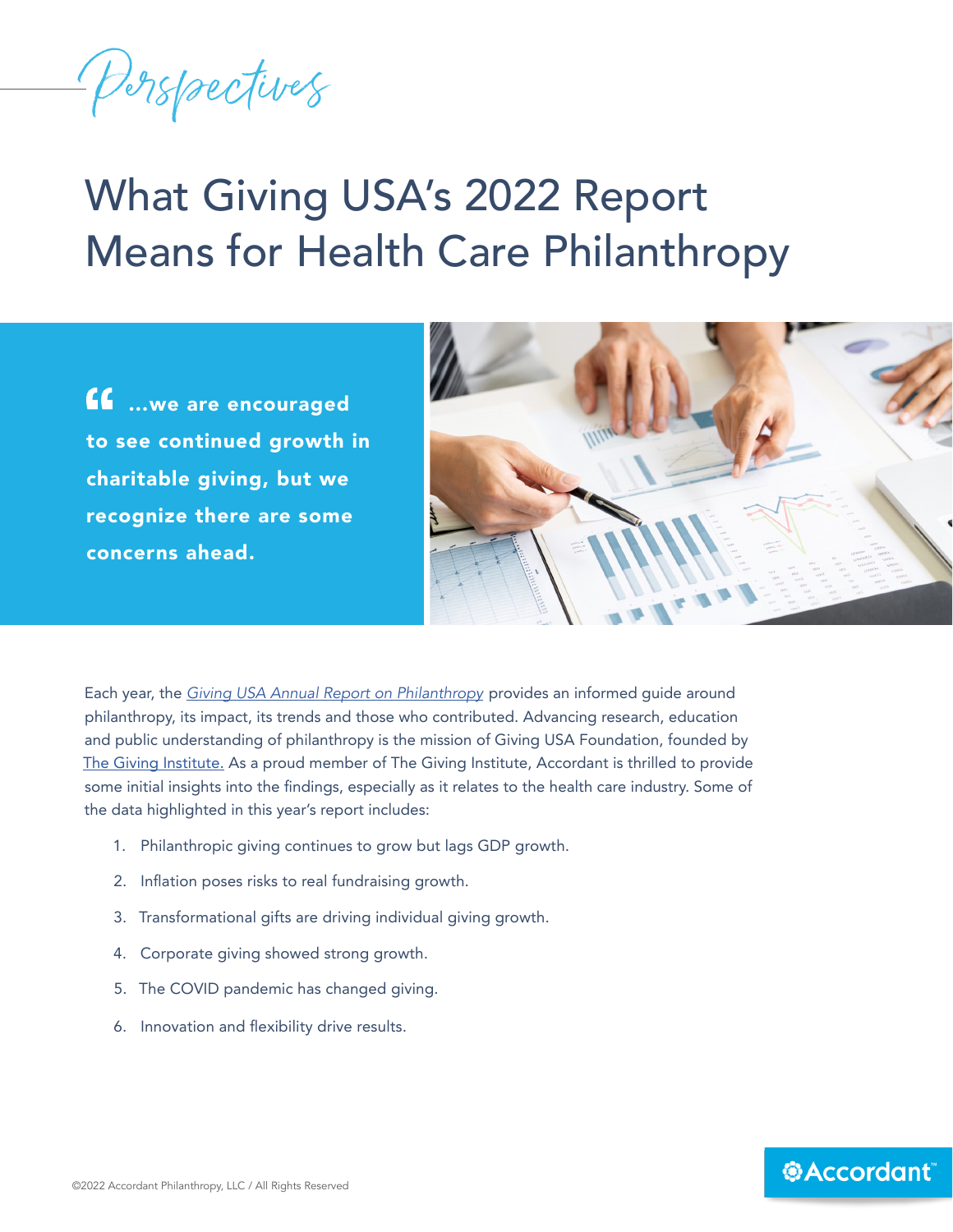*Perspectives*

# What Giving USA's 2022 Report Means for Health Care Philanthropy

> **"...we are encouraged to see continued growth in charitable giving, but we recognize there are some concerns ahead.**

Each year, the *Giving USA Annual Report on Philanthropy* provides an informed guide around philanthropy, its impact, its trends and those who contributed. Advancing research, education and public understanding of philanthropy is the mission of Giving USA Foundation, founded by The Giving Institute. As a proud member of The Giving Institute, Accordant is thrilled to provide some initial insights into the findings, especially as it relates to the health care industry. Some of the data highlighted in this year's report includes:

1. Philanthropic giving continues to grow but lags GDP growth.
2. Inflation poses risks to real fundraising growth.
3. Transformational gifts are driving individual giving growth.
4. Corporate giving showed strong growth.
5. The COVID pandemic has changed giving.
6. Innovation and flexibility drive results.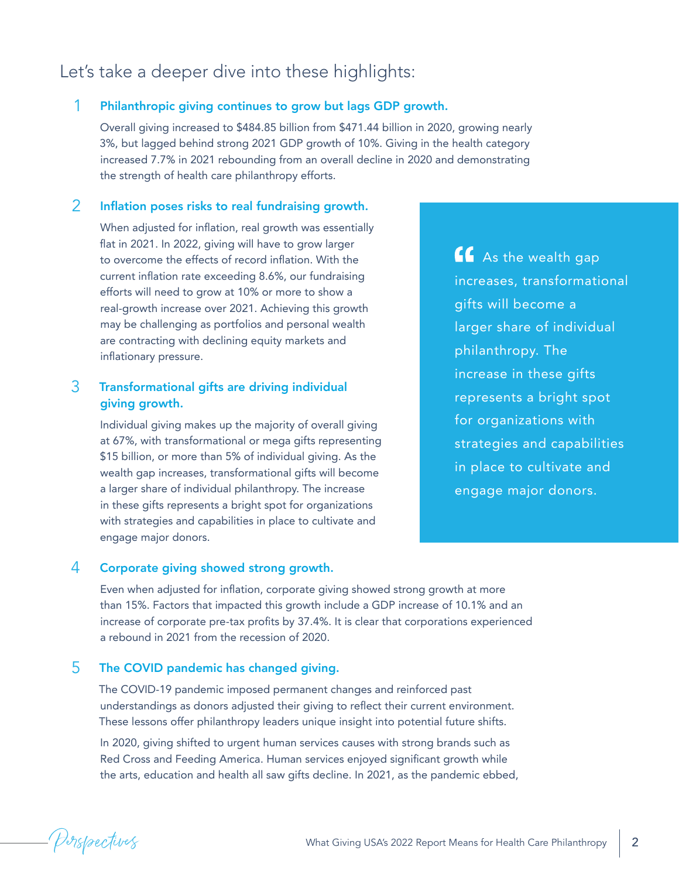## Let's take a deeper dive into these highlights:

### 1 Philanthropic giving continues to grow but lags GDP growth.

Overall giving increased to $484.85 billion from $471.44 billion in 2020, growing nearly 3%, but lagged behind strong 2021 GDP growth of 10%. Giving in the health category increased 7.7% in 2021 rebounding from an overall decline in 2020 and demonstrating the strength of health care philanthropy efforts.

### 2 Inflation poses risks to real fundraising growth.

When adjusted for inflation, real growth was essentially flat in 2021. In 2022, giving will have to grow larger to overcome the effects of record inflation. With the current inflation rate exceeding 8.6%, our fundraising efforts will need to grow at 10% or more to show a real-growth increase over 2021. Achieving this growth may be challenging as portfolios and personal wealth are contracting with declining equity markets and inflationary pressure.

### 3 Transformational gifts are driving individual giving growth.

Individual giving makes up the majority of overall giving at 67%, with transformational or mega gifts representing $15 billion, or more than 5% of individual giving. As the wealth gap increases, transformational gifts will become a larger share of individual philanthropy. The increase in these gifts represents a bright spot for organizations with strategies and capabilities in place to cultivate and engage major donors.

> "As the wealth gap increases, transformational gifts will become a larger share of individual philanthropy. The increase in these gifts represents a bright spot for organizations with strategies and capabilities in place to cultivate and engage major donors.

### 4 Corporate giving showed strong growth.

Even when adjusted for inflation, corporate giving showed strong growth at more than 15%. Factors that impacted this growth include a GDP increase of 10.1% and an increase of corporate pre-tax profits by 37.4%. It is clear that corporations experienced a rebound in 2021 from the recession of 2020.

### 5 The COVID pandemic has changed giving.

The COVID-19 pandemic imposed permanent changes and reinforced past understandings as donors adjusted their giving to reflect their current environment. These lessons offer philanthropy leaders unique insight into potential future shifts.

In 2020, giving shifted to urgent human services causes with strong brands such as Red Cross and Feeding America. Human services enjoyed significant growth while the arts, education and health all saw gifts decline. In 2021, as the pandemic ebbed,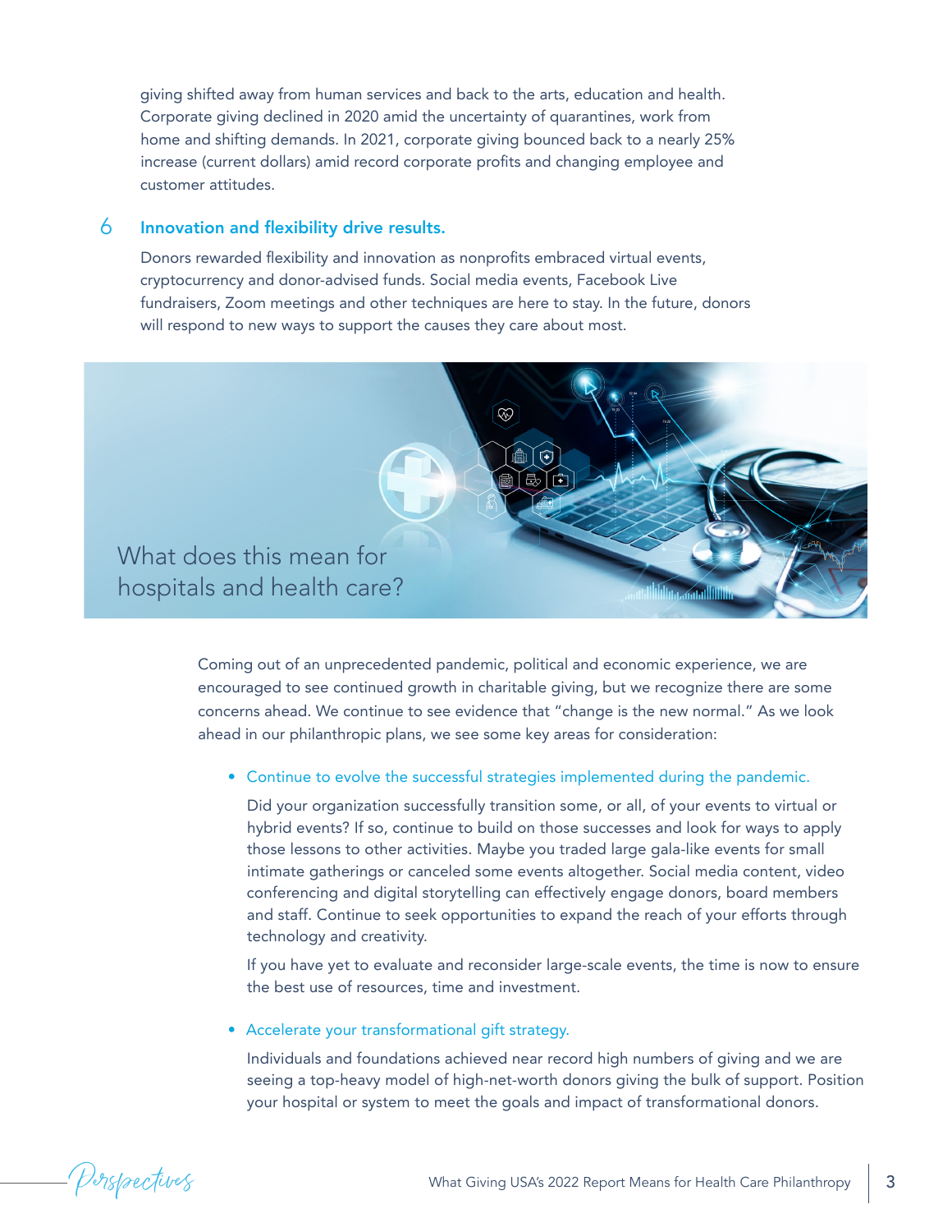giving shifted away from human services and back to the arts, education and health. Corporate giving declined in 2020 amid the uncertainty of quarantines, work from home and shifting demands. In 2021, corporate giving bounced back to a nearly 25% increase (current dollars) amid record corporate profits and changing employee and customer attitudes.

## 6 Innovation and flexibility drive results.

Donors rewarded flexibility and innovation as nonprofits embraced virtual events, cryptocurrency and donor-advised funds. Social media events, Facebook Live fundraisers, Zoom meetings and other techniques are here to stay. In the future, donors will respond to new ways to support the causes they care about most.

# What does this mean for hospitals and health care?

Coming out of an unprecedented pandemic, political and economic experience, we are encouraged to see continued growth in charitable giving, but we recognize there are some concerns ahead. We continue to see evidence that "change is the new normal." As we look ahead in our philanthropic plans, we see some key areas for consideration:

- **Continue to evolve the successful strategies implemented during the pandemic.**

  Did your organization successfully transition some, or all, of your events to virtual or hybrid events? If so, continue to build on those successes and look for ways to apply those lessons to other activities. Maybe you traded large gala-like events for small intimate gatherings or canceled some events altogether. Social media content, video conferencing and digital storytelling can effectively engage donors, board members and staff. Continue to seek opportunities to expand the reach of your efforts through technology and creativity.

  If you have yet to evaluate and reconsider large-scale events, the time is now to ensure the best use of resources, time and investment.

- **Accelerate your transformational gift strategy.**

  Individuals and foundations achieved near record high numbers of giving and we are seeing a top-heavy model of high-net-worth donors giving the bulk of support. Position your hospital or system to meet the goals and impact of transformational donors.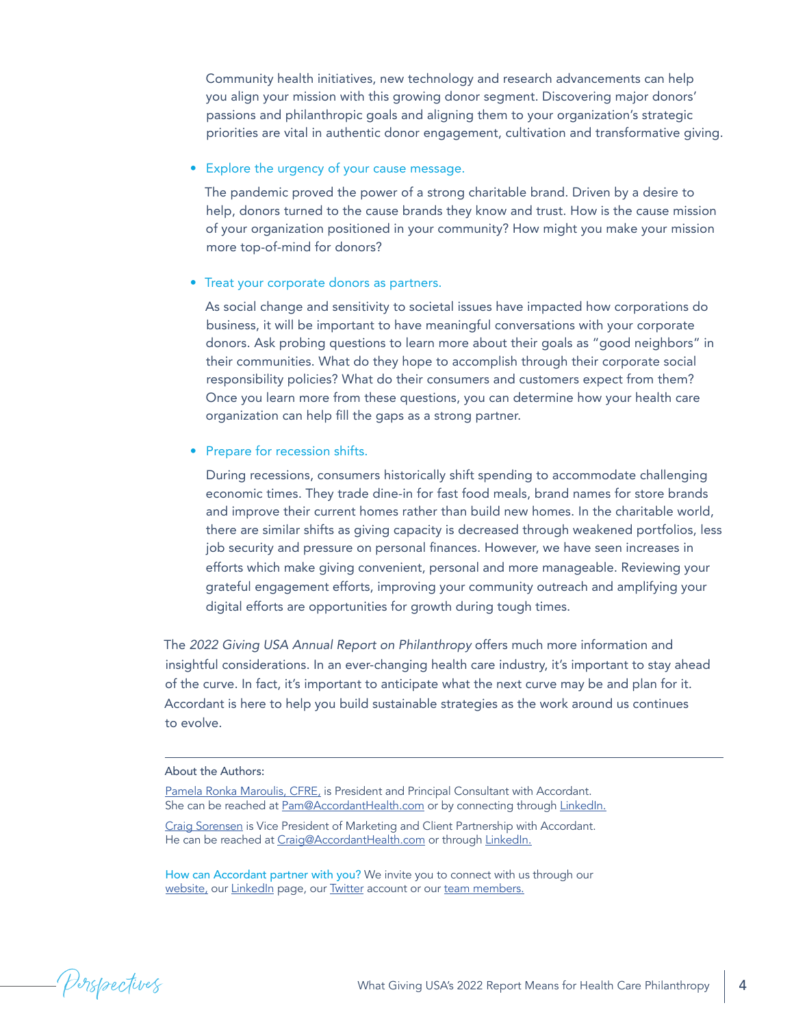Community health initiatives, new technology and research advancements can help you align your mission with this growing donor segment. Discovering major donors' passions and philanthropic goals and aligning them to your organization's strategic priorities are vital in authentic donor engagement, cultivation and transformative giving.

- Explore the urgency of your cause message.

  The pandemic proved the power of a strong charitable brand. Driven by a desire to help, donors turned to the cause brands they know and trust. How is the cause mission of your organization positioned in your community? How might you make your mission more top-of-mind for donors?

- Treat your corporate donors as partners.

  As social change and sensitivity to societal issues have impacted how corporations do business, it will be important to have meaningful conversations with your corporate donors. Ask probing questions to learn more about their goals as "good neighbors" in their communities. What do they hope to accomplish through their corporate social responsibility policies? What do their consumers and customers expect from them? Once you learn more from these questions, you can determine how your health care organization can help fill the gaps as a strong partner.

- Prepare for recession shifts.

  During recessions, consumers historically shift spending to accommodate challenging economic times. They trade dine-in for fast food meals, brand names for store brands and improve their current homes rather than build new homes. In the charitable world, there are similar shifts as giving capacity is decreased through weakened portfolios, less job security and pressure on personal finances. However, we have seen increases in efforts which make giving convenient, personal and more manageable. Reviewing your grateful engagement efforts, improving your community outreach and amplifying your digital efforts are opportunities for growth during tough times.

The *2022 Giving USA Annual Report on Philanthropy* offers much more information and insightful considerations. In an ever-changing health care industry, it's important to stay ahead of the curve. In fact, it's important to anticipate what the next curve may be and plan for it. Accordant is here to help you build sustainable strategies as the work around us continues to evolve.

---

About the Authors:

Pamela Ronka Maroulis, CFRE, is President and Principal Consultant with Accordant. She can be reached at Pam@AccordantHealth.com or by connecting through LinkedIn.

Craig Sorensen is Vice President of Marketing and Client Partnership with Accordant. He can be reached at Craig@AccordantHealth.com or through LinkedIn.

How can Accordant partner with you? We invite you to connect with us through our website, our LinkedIn page, our Twitter account or our team members.